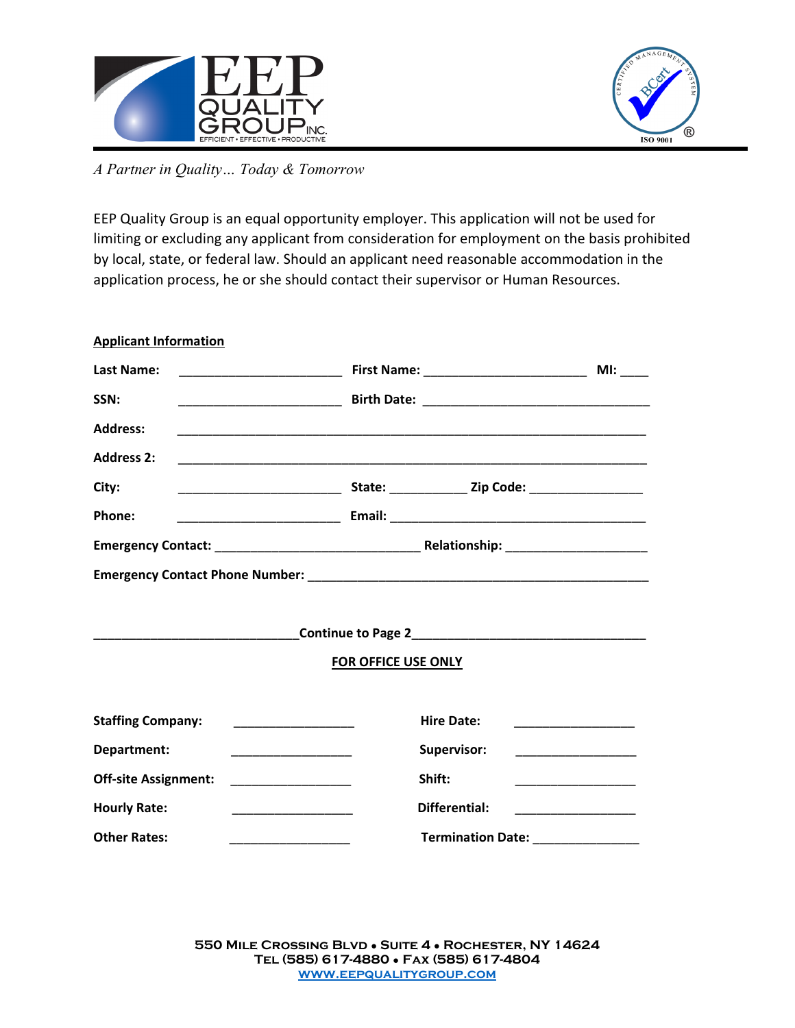EEP QUALITY GROUP INC.
EFFICIENT • EFFECTIVE • PRODUCTIVE

CERTIFIED MANAGEMENT SYSTEM BCert ISO 9001

*A Partner in Quality… Today & Tomorrow*

EEP Quality Group is an equal opportunity employer. This application will not be used for limiting or excluding any applicant from consideration for employment on the basis prohibited by local, state, or federal law. Should an applicant need reasonable accommodation in the application process, he or she should contact their supervisor or Human Resources.

**Applicant Information**

**Last Name:** _______________________ **First Name:** _______________________ **MI:** ____

**SSN:** _______________________ **Birth Date:** ________________________________

**Address:** ____________________________________________________________________

**Address 2:** ____________________________________________________________________

**City:** _______________________ **State:** ___________ **Zip Code:** ________________

**Phone:** _______________________ **Email:** ____________________________________

**Emergency Contact:** _____________________________ **Relationship:** ____________________

**Emergency Contact Phone Number:** _________________________________________________

**_____________________________Continue to Page 2_________________________________**

**FOR OFFICE USE ONLY**

**Staffing Company:** _________________ **Hire Date:** _________________

**Department:** _________________ **Supervisor:** _________________

**Off-site Assignment:** _________________ **Shift:** _________________

**Hourly Rate:** _________________ **Differential:** _________________

**Other Rates:** _________________ **Termination Date:** _______________

550 Mile Crossing Blvd • Suite 4 • Rochester, NY 14624
Tel (585) 617-4880 • Fax (585) 617-4804
WWW.EEPQUALITYGROUP.COM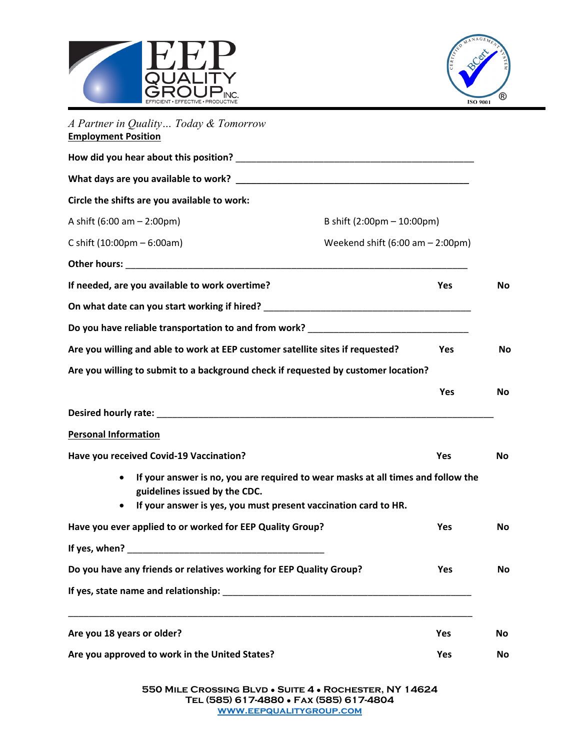*A Partner in Quality… Today & Tomorrow*

**Employment Position**

**How did you hear about this position?** ________________________________________________

**What days are you available to work?** ________________________________________________

**Circle the shifts are you available to work:**

A shift (6:00 am – 2:00pm) B shift (2:00pm – 10:00pm)

C shift (10:00pm – 6:00am) Weekend shift (6:00 am – 2:00pm)

**Other hours:** ______________________________________________________________________

**If needed, are you available to work overtime?** **Yes** **No**

**On what date can you start working if hired?** __________________________________________

**Do you have reliable transportation to and from work?** _________________________________

**Are you willing and able to work at EEP customer satellite sites if requested?** **Yes** **No**

**Are you willing to submit to a background check if requested by customer location?**

**Yes** **No**

**Desired hourly rate:** ________________________________________________________________________

**Personal Information**

**Have you received Covid-19 Vaccination?** **Yes** **No**

- **If your answer is no, you are required to wear masks at all times and follow the guidelines issued by the CDC.**
- **If your answer is yes, you must present vaccination card to HR.**

**Have you ever applied to or worked for EEP Quality Group?** **Yes** **No**

**If yes, when?** __________________________________________

**Do you have any friends or relatives working for EEP Quality Group?** **Yes** **No**

**If yes, state name and relationship:** ____________________________________________________

_____________________________________________________________________________________

**Are you 18 years or older?** **Yes** **No**

**Are you approved to work in the United States?** **Yes** **No**

550 Mile Crossing Blvd • Suite 4 • Rochester, NY 14624
Tel (585) 617-4880 • Fax (585) 617-4804
WWW.EEPQUALITYGROUP.COM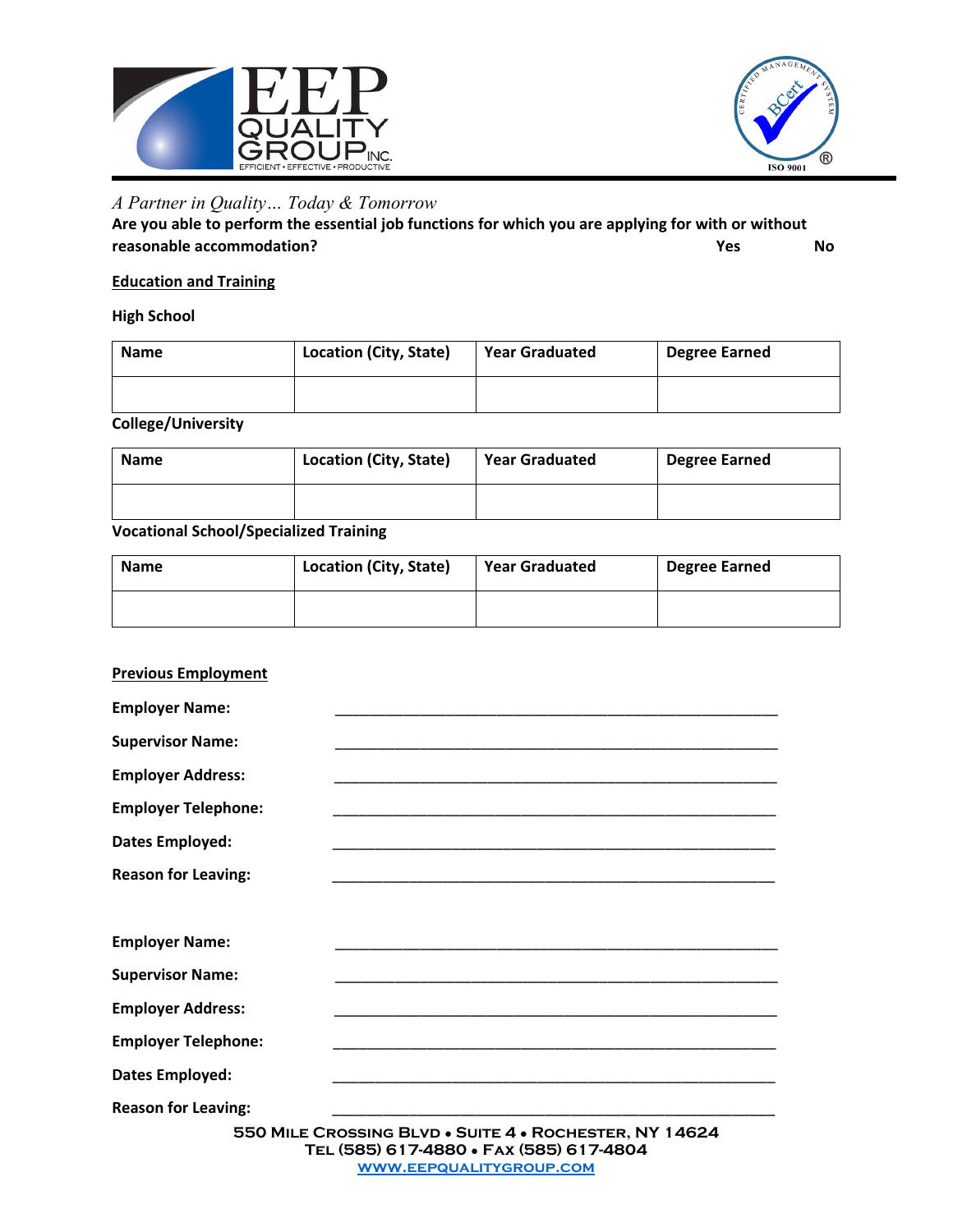*A Partner in Quality… Today & Tomorrow*

**Are you able to perform the essential job functions for which you are applying for with or without reasonable accommodation?** **Yes** **No**

**Education and Training**

**High School**

| Name | Location (City, State) | Year Graduated | Degree Earned |
|---|---|---|---|
| | | | |

**College/University**

| Name | Location (City, State) | Year Graduated | Degree Earned |
|---|---|---|---|
| | | | |

**Vocational School/Specialized Training**

| Name | Location (City, State) | Year Graduated | Degree Earned |
|---|---|---|---|
| | | | |

**Previous Employment**

**Employer Name:** ______________________________________________________

**Supervisor Name:** ______________________________________________________

**Employer Address:** ______________________________________________________

**Employer Telephone:** ______________________________________________________

**Dates Employed:** ______________________________________________________

**Reason for Leaving:** ______________________________________________________

**Employer Name:** ______________________________________________________

**Supervisor Name:** ______________________________________________________

**Employer Address:** ______________________________________________________

**Employer Telephone:** ______________________________________________________

**Dates Employed:** ______________________________________________________

**Reason for Leaving:** ______________________________________________________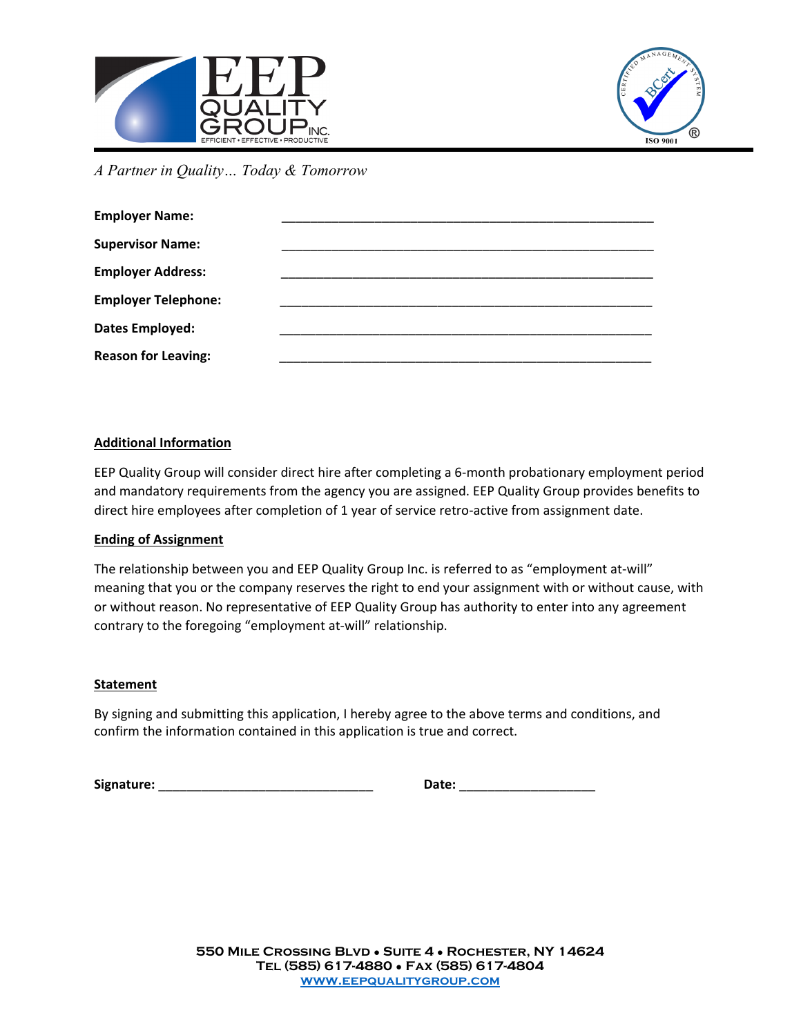*A Partner in Quality… Today & Tomorrow*

**Employer Name:** ______________________________________________________

**Supervisor Name:** ______________________________________________________

**Employer Address:** ______________________________________________________

**Employer Telephone:** ______________________________________________________

**Dates Employed:** ______________________________________________________

**Reason for Leaving:** ______________________________________________________

**Additional Information**

EEP Quality Group will consider direct hire after completing a 6-month probationary employment period and mandatory requirements from the agency you are assigned. EEP Quality Group provides benefits to direct hire employees after completion of 1 year of service retro-active from assignment date.

**Ending of Assignment**

The relationship between you and EEP Quality Group Inc. is referred to as "employment at-will" meaning that you or the company reserves the right to end your assignment with or without cause, with or without reason. No representative of EEP Quality Group has authority to enter into any agreement contrary to the foregoing "employment at-will" relationship.

**Statement**

By signing and submitting this application, I hereby agree to the above terms and conditions, and confirm the information contained in this application is true and correct.

**Signature:** ______________________________ **Date:** ___________________

550 Mile Crossing Blvd • Suite 4 • Rochester, NY 14624
Tel (585) 617-4880 • Fax (585) 617-4804
WWW.EEPQUALITYGROUP.COM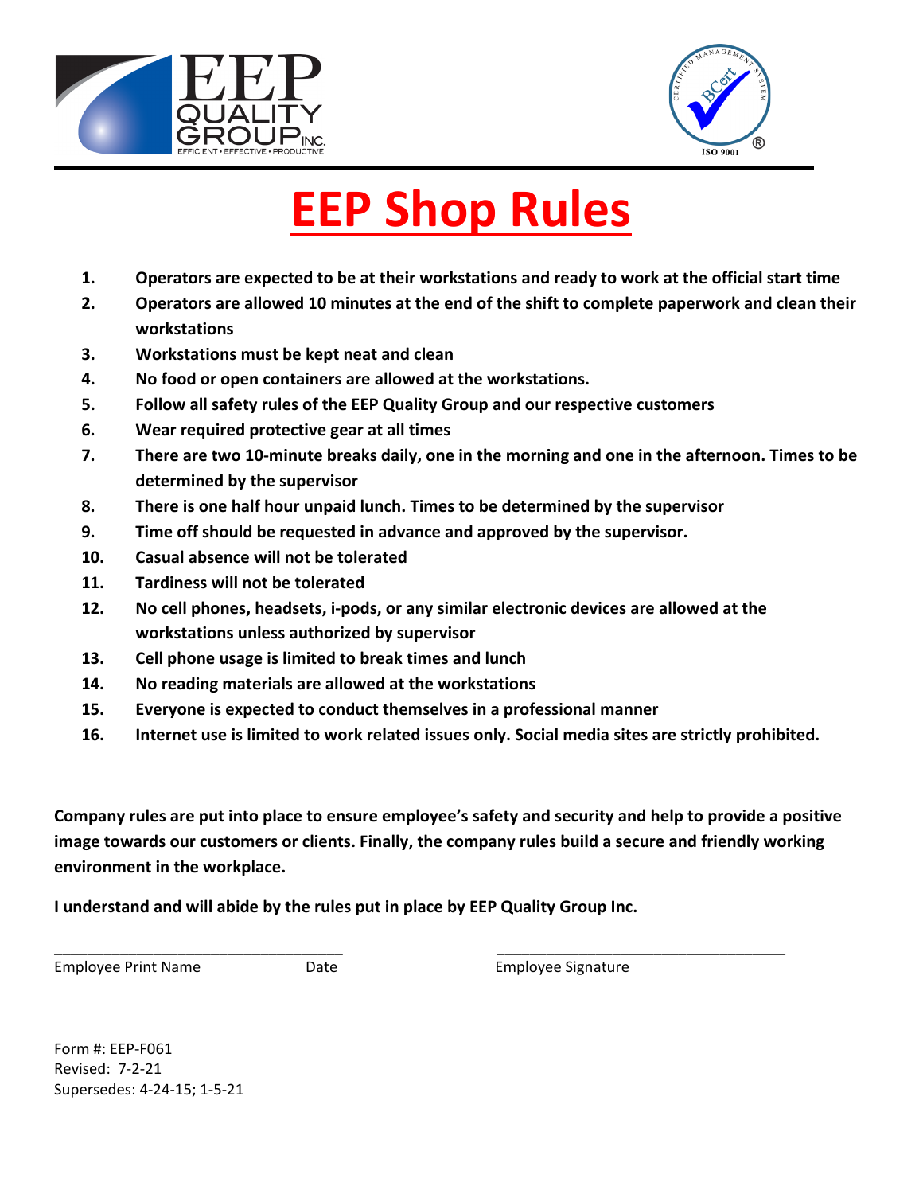# EEP Shop Rules

1. **Operators are expected to be at their workstations and ready to work at the official start time**
2. **Operators are allowed 10 minutes at the end of the shift to complete paperwork and clean their workstations**
3. **Workstations must be kept neat and clean**
4. **No food or open containers are allowed at the workstations.**
5. **Follow all safety rules of the EEP Quality Group and our respective customers**
6. **Wear required protective gear at all times**
7. **There are two 10-minute breaks daily, one in the morning and one in the afternoon. Times to be determined by the supervisor**
8. **There is one half hour unpaid lunch. Times to be determined by the supervisor**
9. **Time off should be requested in advance and approved by the supervisor.**
10. **Casual absence will not be tolerated**
11. **Tardiness will not be tolerated**
12. **No cell phones, headsets, i-pods, or any similar electronic devices are allowed at the workstations unless authorized by supervisor**
13. **Cell phone usage is limited to break times and lunch**
14. **No reading materials are allowed at the workstations**
15. **Everyone is expected to conduct themselves in a professional manner**
16. **Internet use is limited to work related issues only. Social media sites are strictly prohibited.**

**Company rules are put into place to ensure employee's safety and security and help to provide a positive image towards our customers or clients. Finally, the company rules build a secure and friendly working environment in the workplace.**

**I understand and will abide by the rules put in place by EEP Quality Group Inc.**

\_\_\_\_\_\_\_\_\_\_\_\_\_\_\_\_\_\_\_\_\_\_\_\_\_\_\_\_\_\_\_\_\_\_\_ \_\_\_\_\_\_\_\_\_\_\_\_\_\_\_\_\_\_\_\_\_\_\_\_\_\_\_\_\_\_\_\_\_\_\_

Employee Print Name Date Employee Signature

Form #: EEP-F061
Revised: 7-2-21
Supersedes: 4-24-15; 1-5-21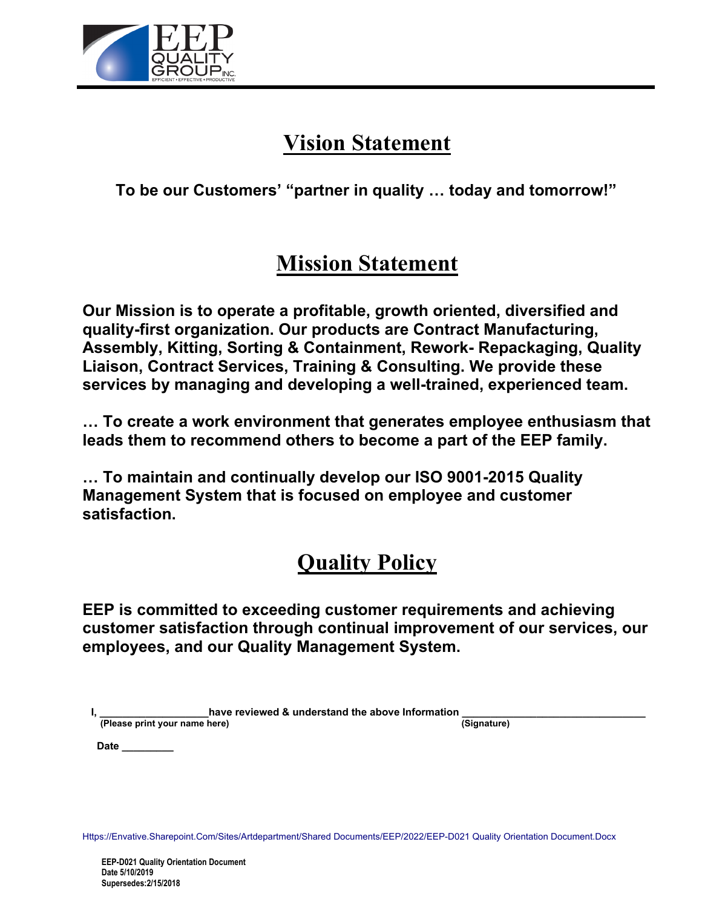# Vision Statement

**To be our Customers' "partner in quality … today and tomorrow!"**

# Mission Statement

**Our Mission is to operate a profitable, growth oriented, diversified and quality-first organization. Our products are Contract Manufacturing, Assembly, Kitting, Sorting & Containment, Rework- Repackaging, Quality Liaison, Contract Services, Training & Consulting. We provide these services by managing and developing a well-trained, experienced team.**

**… To create a work environment that generates employee enthusiasm that leads them to recommend others to become a part of the EEP family.**

**… To maintain and continually develop our ISO 9001-2015 Quality Management System that is focused on employee and customer satisfaction.**

# Quality Policy

**EEP is committed to exceeding customer requirements and achieving customer satisfaction through continual improvement of our services, our employees, and our Quality Management System.**

**I, ________________have reviewed & understand the above Information ____________________________**
**(Please print your name here) (Signature)**

**Date _________**

Https://Envative.Sharepoint.Com/Sites/Artdepartment/Shared Documents/EEP/2022/EEP-D021 Quality Orientation Document.Docx

**EEP-D021 Quality Orientation Document**
**Date 5/10/2019**
**Supersedes:2/15/2018**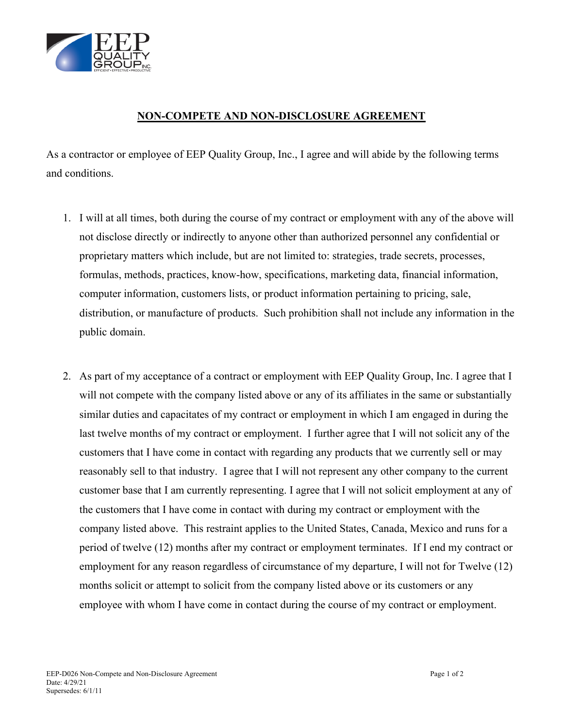## NON-COMPETE AND NON-DISCLOSURE AGREEMENT

As a contractor or employee of EEP Quality Group, Inc., I agree and will abide by the following terms and conditions.

1. I will at all times, both during the course of my contract or employment with any of the above will not disclose directly or indirectly to anyone other than authorized personnel any confidential or proprietary matters which include, but are not limited to: strategies, trade secrets, processes, formulas, methods, practices, know-how, specifications, marketing data, financial information, computer information, customers lists, or product information pertaining to pricing, sale, distribution, or manufacture of products. Such prohibition shall not include any information in the public domain.

2. As part of my acceptance of a contract or employment with EEP Quality Group, Inc. I agree that I will not compete with the company listed above or any of its affiliates in the same or substantially similar duties and capacitates of my contract or employment in which I am engaged in during the last twelve months of my contract or employment. I further agree that I will not solicit any of the customers that I have come in contact with regarding any products that we currently sell or may reasonably sell to that industry. I agree that I will not represent any other company to the current customer base that I am currently representing. I agree that I will not solicit employment at any of the customers that I have come in contact with during my contract or employment with the company listed above. This restraint applies to the United States, Canada, Mexico and runs for a period of twelve (12) months after my contract or employment terminates. If I end my contract or employment for any reason regardless of circumstance of my departure, I will not for Twelve (12) months solicit or attempt to solicit from the company listed above or its customers or any employee with whom I have come in contact during the course of my contract or employment.

EEP-D026 Non-Compete and Non-Disclosure Agreement
Date: 4/29/21
Supersedes: 6/1/11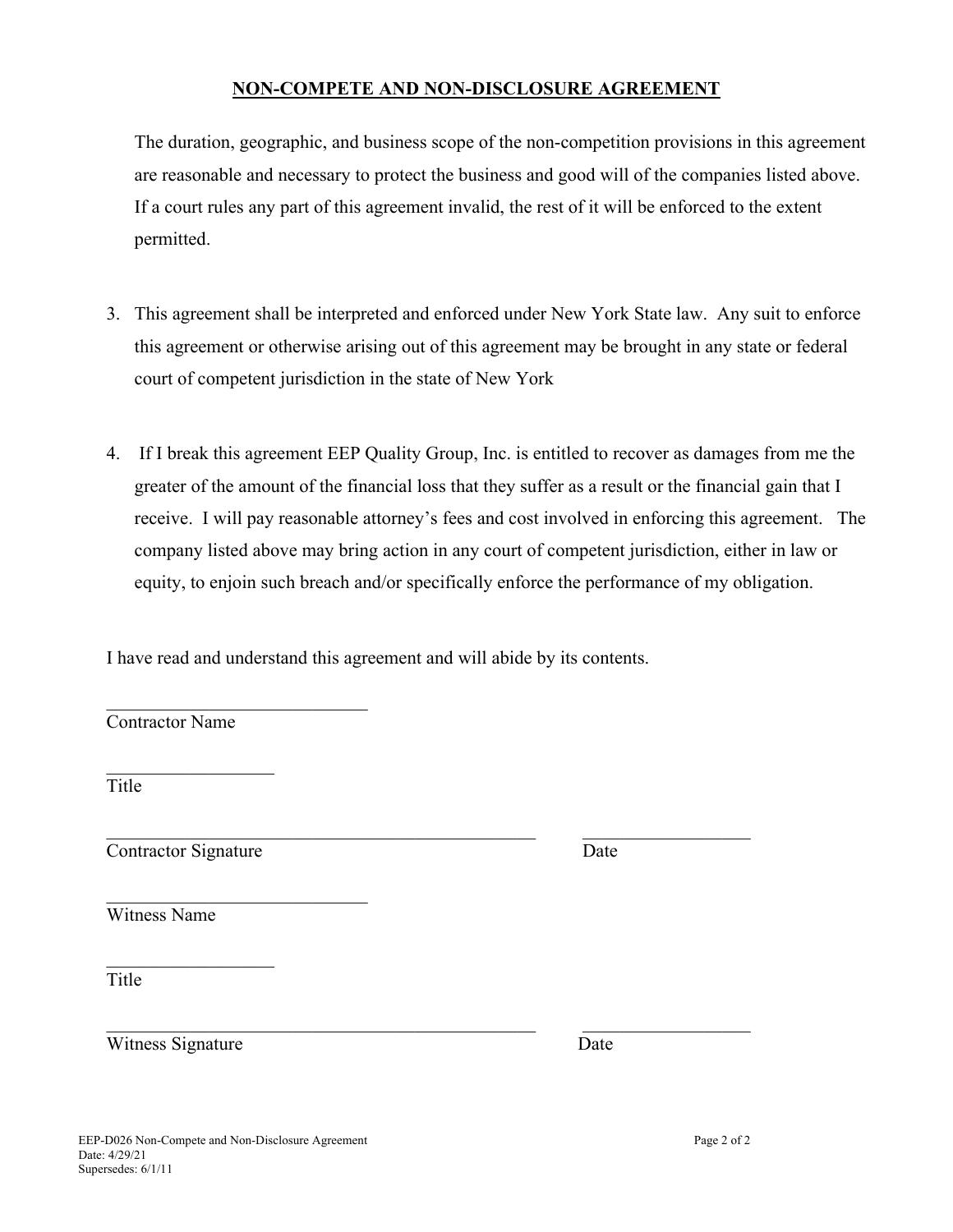## NON-COMPETE AND NON-DISCLOSURE AGREEMENT

The duration, geographic, and business scope of the non-competition provisions in this agreement are reasonable and necessary to protect the business and good will of the companies listed above. If a court rules any part of this agreement invalid, the rest of it will be enforced to the extent permitted.

3. This agreement shall be interpreted and enforced under New York State law. Any suit to enforce this agreement or otherwise arising out of this agreement may be brought in any state or federal court of competent jurisdiction in the state of New York

4. If I break this agreement EEP Quality Group, Inc. is entitled to recover as damages from me the greater of the amount of the financial loss that they suffer as a result or the financial gain that I receive. I will pay reasonable attorney's fees and cost involved in enforcing this agreement. The company listed above may bring action in any court of competent jurisdiction, either in law or equity, to enjoin such breach and/or specifically enforce the performance of my obligation.

I have read and understand this agreement and will abide by its contents.

\_\_\_\_\_\_\_\_\_\_\_\_\_\_\_\_\_\_\_\_\_\_\_\_\_\_\_\_\_\_
Contractor Name

\_\_\_\_\_\_\_\_\_\_\_\_\_\_\_\_\_\_\_
Title

\_\_\_\_\_\_\_\_\_\_\_\_\_\_\_\_\_\_\_\_\_\_\_\_\_\_\_\_\_\_\_\_\_\_\_\_\_\_\_\_\_\_\_\_\_\_ \_\_\_\_\_\_\_\_\_\_\_\_\_\_\_\_\_\_\_
Contractor Signature Date

\_\_\_\_\_\_\_\_\_\_\_\_\_\_\_\_\_\_\_\_\_\_\_\_\_\_\_\_\_\_
Witness Name

\_\_\_\_\_\_\_\_\_\_\_\_\_\_\_\_\_\_\_
Title

\_\_\_\_\_\_\_\_\_\_\_\_\_\_\_\_\_\_\_\_\_\_\_\_\_\_\_\_\_\_\_\_\_\_\_\_\_\_\_\_\_\_\_\_\_\_ \_\_\_\_\_\_\_\_\_\_\_\_\_\_\_\_\_\_\_
Witness Signature Date

EEP-D026 Non-Compete and Non-Disclosure Agreement
Date: 4/29/21
Supersedes: 6/1/11